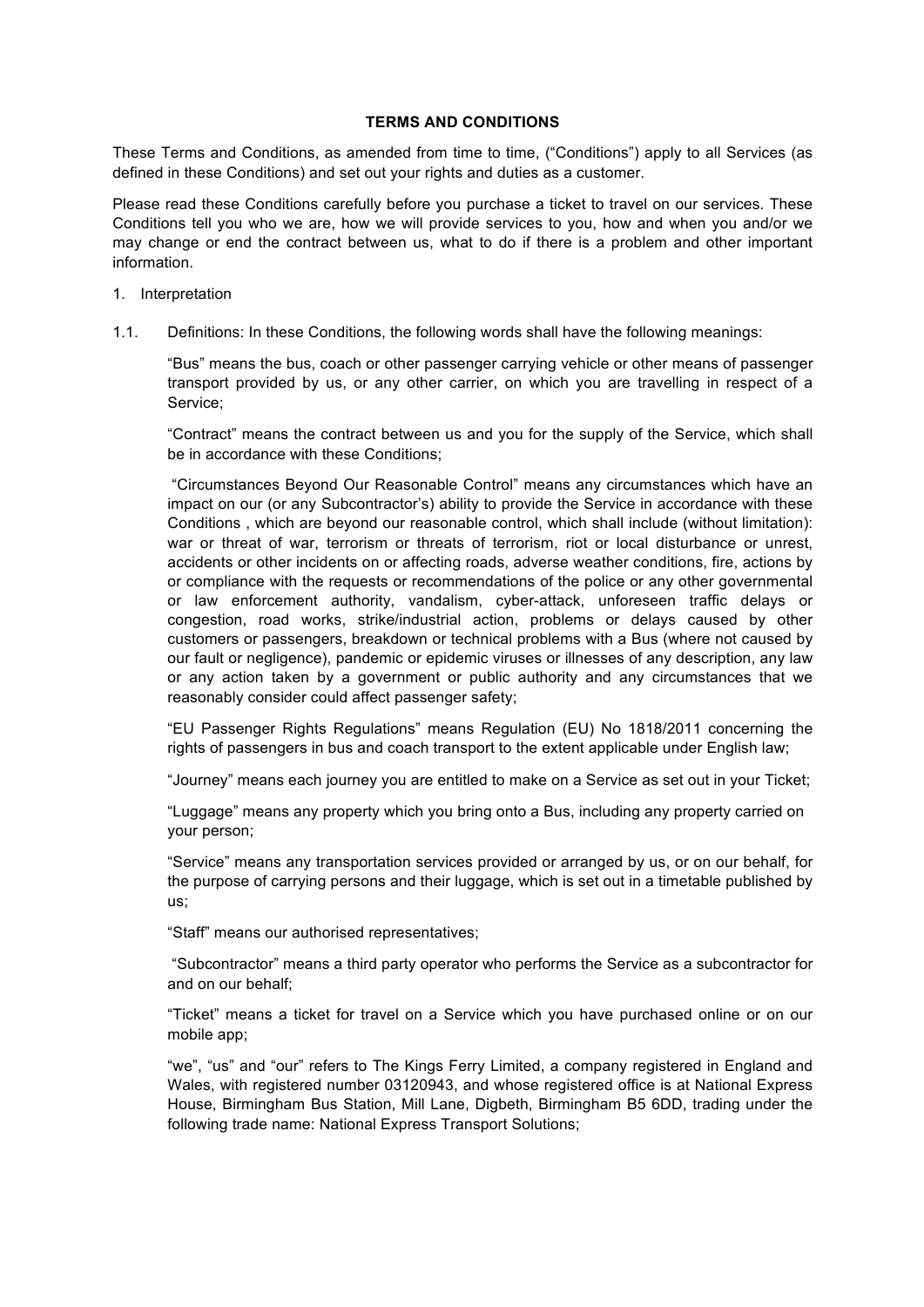# TERMS AND CONDITIONS

These Terms and Conditions, as amended from time to time, ("Conditions") apply to all Services (as defined in these Conditions) and set out your rights and duties as a customer.

Please read these Conditions carefully before you purchase a ticket to travel on our services. These Conditions tell you who we are, how we will provide services to you, how and when you and/or we may change or end the contract between us, what to do if there is a problem and other important information.

1. Interpretation

1.1. Definitions: In these Conditions, the following words shall have the following meanings:

"Bus" means the bus, coach or other passenger carrying vehicle or other means of passenger transport provided by us, or any other carrier, on which you are travelling in respect of a Service;

"Contract" means the contract between us and you for the supply of the Service, which shall be in accordance with these Conditions;

"Circumstances Beyond Our Reasonable Control" means any circumstances which have an impact on our (or any Subcontractor's) ability to provide the Service in accordance with these Conditions , which are beyond our reasonable control, which shall include (without limitation): war or threat of war, terrorism or threats of terrorism, riot or local disturbance or unrest, accidents or other incidents on or affecting roads, adverse weather conditions, fire, actions by or compliance with the requests or recommendations of the police or any other governmental or law enforcement authority, vandalism, cyber-attack, unforeseen traffic delays or congestion, road works, strike/industrial action, problems or delays caused by other customers or passengers, breakdown or technical problems with a Bus (where not caused by our fault or negligence), pandemic or epidemic viruses or illnesses of any description, any law or any action taken by a government or public authority and any circumstances that we reasonably consider could affect passenger safety;

"EU Passenger Rights Regulations" means Regulation (EU) No 1818/2011 concerning the rights of passengers in bus and coach transport to the extent applicable under English law;

"Journey" means each journey you are entitled to make on a Service as set out in your Ticket;

"Luggage" means any property which you bring onto a Bus, including any property carried on your person;

"Service" means any transportation services provided or arranged by us, or on our behalf, for the purpose of carrying persons and their luggage, which is set out in a timetable published by us;

"Staff" means our authorised representatives;

"Subcontractor" means a third party operator who performs the Service as a subcontractor for and on our behalf;

"Ticket" means a ticket for travel on a Service which you have purchased online or on our mobile app;

"we", "us" and "our" refers to The Kings Ferry Limited, a company registered in England and Wales, with registered number 03120943, and whose registered office is at National Express House, Birmingham Bus Station, Mill Lane, Digbeth, Birmingham B5 6DD, trading under the following trade name: National Express Transport Solutions;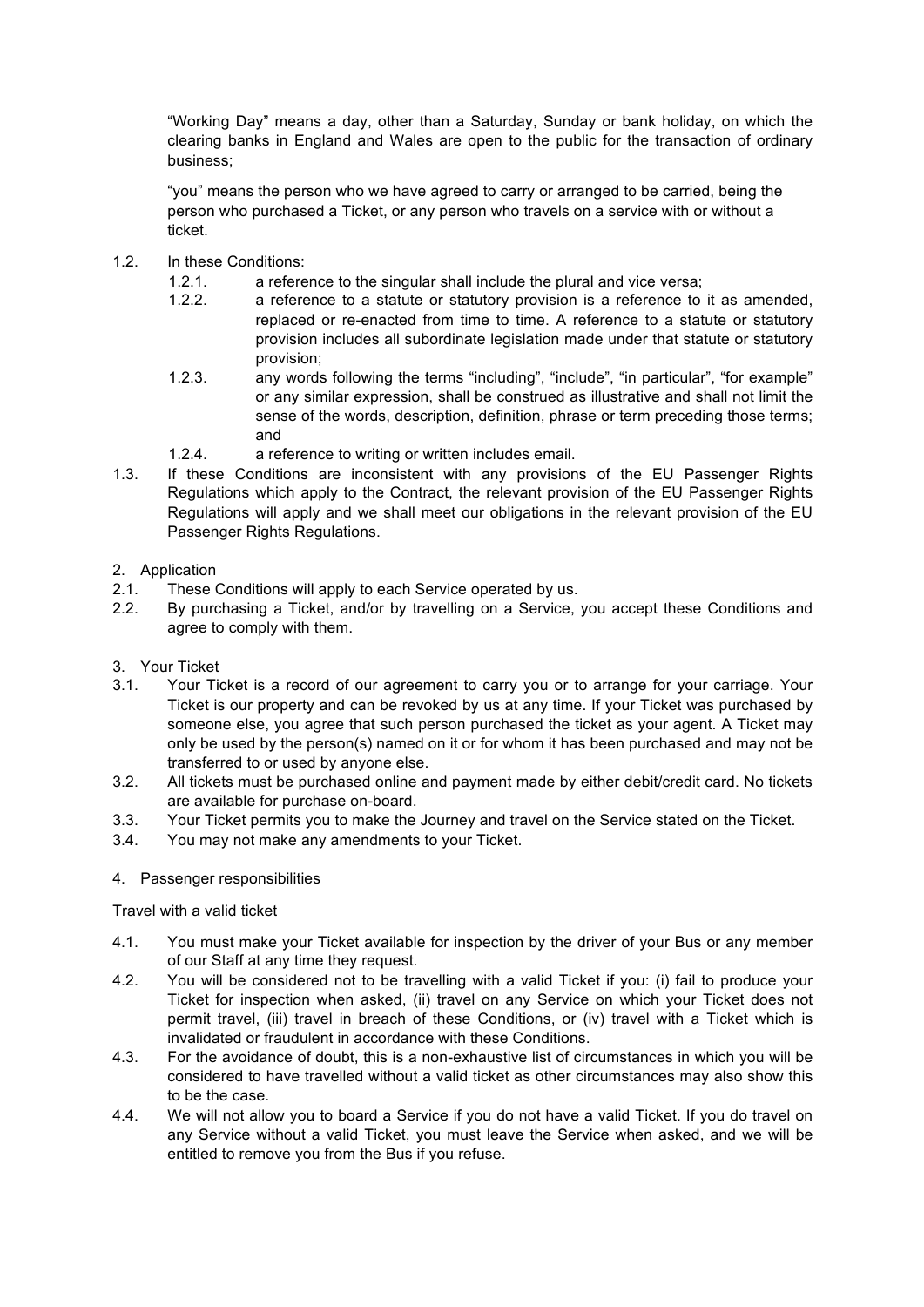"Working Day" means a day, other than a Saturday, Sunday or bank holiday, on which the clearing banks in England and Wales are open to the public for the transaction of ordinary business;

"you" means the person who we have agreed to carry or arranged to be carried, being the person who purchased a Ticket, or any person who travels on a service with or without a ticket.

1.2. In these Conditions:

1.2.1. a reference to the singular shall include the plural and vice versa;

1.2.2. a reference to a statute or statutory provision is a reference to it as amended, replaced or re-enacted from time to time. A reference to a statute or statutory provision includes all subordinate legislation made under that statute or statutory provision;

1.2.3. any words following the terms "including", "include", "in particular", "for example" or any similar expression, shall be construed as illustrative and shall not limit the sense of the words, description, definition, phrase or term preceding those terms; and

1.2.4. a reference to writing or written includes email.

1.3. If these Conditions are inconsistent with any provisions of the EU Passenger Rights Regulations which apply to the Contract, the relevant provision of the EU Passenger Rights Regulations will apply and we shall meet our obligations in the relevant provision of the EU Passenger Rights Regulations.

## 2. Application

2.1. These Conditions will apply to each Service operated by us.

2.2. By purchasing a Ticket, and/or by travelling on a Service, you accept these Conditions and agree to comply with them.

## 3. Your Ticket

3.1. Your Ticket is a record of our agreement to carry you or to arrange for your carriage. Your Ticket is our property and can be revoked by us at any time. If your Ticket was purchased by someone else, you agree that such person purchased the ticket as your agent. A Ticket may only be used by the person(s) named on it or for whom it has been purchased and may not be transferred to or used by anyone else.

3.2. All tickets must be purchased online and payment made by either debit/credit card. No tickets are available for purchase on-board.

3.3. Your Ticket permits you to make the Journey and travel on the Service stated on the Ticket.

3.4. You may not make any amendments to your Ticket.

## 4. Passenger responsibilities

Travel with a valid ticket

4.1. You must make your Ticket available for inspection by the driver of your Bus or any member of our Staff at any time they request.

4.2. You will be considered not to be travelling with a valid Ticket if you: (i) fail to produce your Ticket for inspection when asked, (ii) travel on any Service on which your Ticket does not permit travel, (iii) travel in breach of these Conditions, or (iv) travel with a Ticket which is invalidated or fraudulent in accordance with these Conditions.

4.3. For the avoidance of doubt, this is a non-exhaustive list of circumstances in which you will be considered to have travelled without a valid ticket as other circumstances may also show this to be the case.

4.4. We will not allow you to board a Service if you do not have a valid Ticket. If you do travel on any Service without a valid Ticket, you must leave the Service when asked, and we will be entitled to remove you from the Bus if you refuse.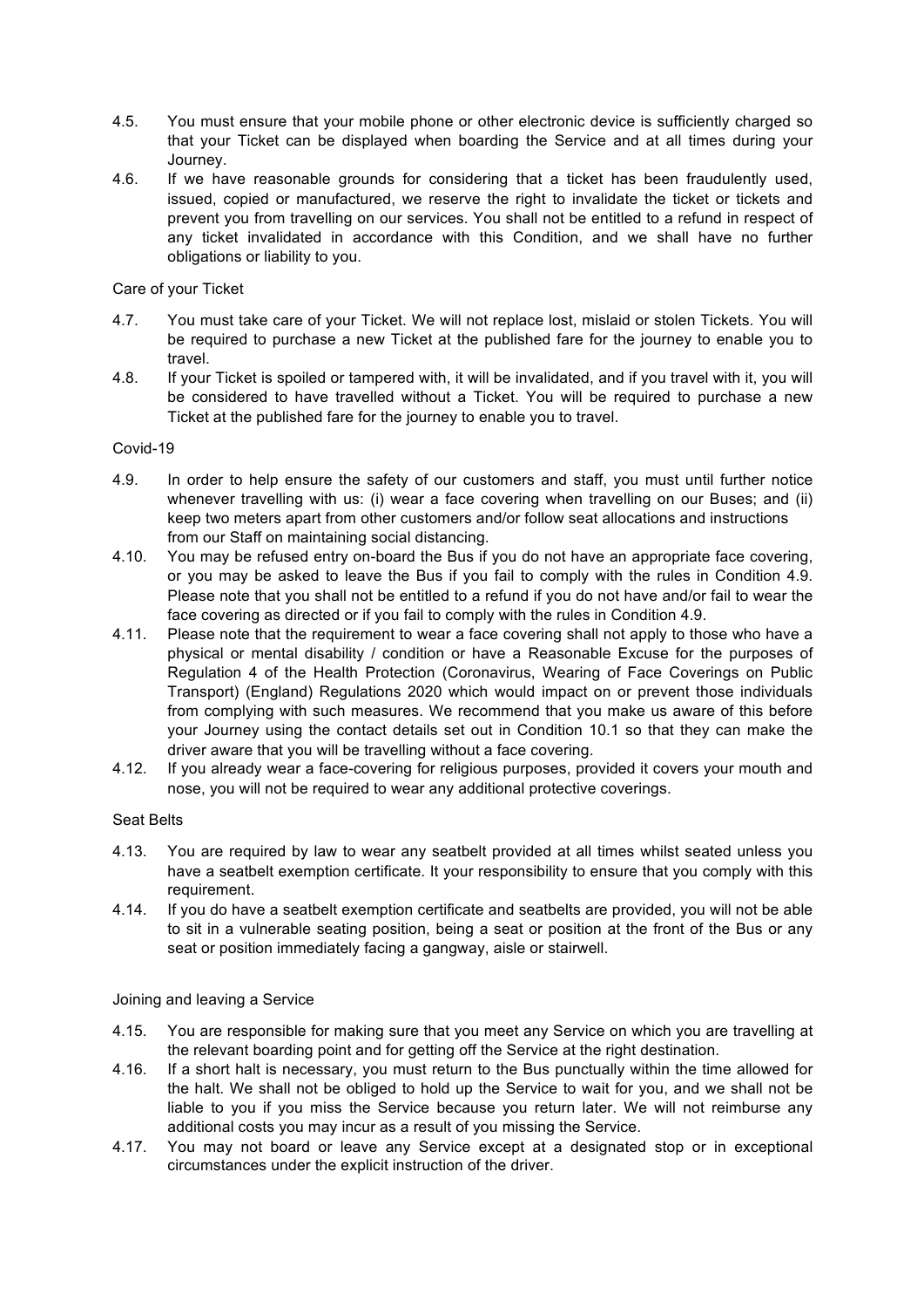4.5. You must ensure that your mobile phone or other electronic device is sufficiently charged so that your Ticket can be displayed when boarding the Service and at all times during your Journey.

4.6. If we have reasonable grounds for considering that a ticket has been fraudulently used, issued, copied or manufactured, we reserve the right to invalidate the ticket or tickets and prevent you from travelling on our services. You shall not be entitled to a refund in respect of any ticket invalidated in accordance with this Condition, and we shall have no further obligations or liability to you.

Care of your Ticket

4.7. You must take care of your Ticket. We will not replace lost, mislaid or stolen Tickets. You will be required to purchase a new Ticket at the published fare for the journey to enable you to travel.

4.8. If your Ticket is spoiled or tampered with, it will be invalidated, and if you travel with it, you will be considered to have travelled without a Ticket. You will be required to purchase a new Ticket at the published fare for the journey to enable you to travel.

Covid-19

4.9. In order to help ensure the safety of our customers and staff, you must until further notice whenever travelling with us: (i) wear a face covering when travelling on our Buses; and (ii) keep two meters apart from other customers and/or follow seat allocations and instructions from our Staff on maintaining social distancing.

4.10. You may be refused entry on-board the Bus if you do not have an appropriate face covering, or you may be asked to leave the Bus if you fail to comply with the rules in Condition 4.9. Please note that you shall not be entitled to a refund if you do not have and/or fail to wear the face covering as directed or if you fail to comply with the rules in Condition 4.9.

4.11. Please note that the requirement to wear a face covering shall not apply to those who have a physical or mental disability / condition or have a Reasonable Excuse for the purposes of Regulation 4 of the Health Protection (Coronavirus, Wearing of Face Coverings on Public Transport) (England) Regulations 2020 which would impact on or prevent those individuals from complying with such measures. We recommend that you make us aware of this before your Journey using the contact details set out in Condition 10.1 so that they can make the driver aware that you will be travelling without a face covering.

4.12. If you already wear a face-covering for religious purposes, provided it covers your mouth and nose, you will not be required to wear any additional protective coverings.

Seat Belts

4.13. You are required by law to wear any seatbelt provided at all times whilst seated unless you have a seatbelt exemption certificate. It your responsibility to ensure that you comply with this requirement.

4.14. If you do have a seatbelt exemption certificate and seatbelts are provided, you will not be able to sit in a vulnerable seating position, being a seat or position at the front of the Bus or any seat or position immediately facing a gangway, aisle or stairwell.

Joining and leaving a Service

4.15. You are responsible for making sure that you meet any Service on which you are travelling at the relevant boarding point and for getting off the Service at the right destination.

4.16. If a short halt is necessary, you must return to the Bus punctually within the time allowed for the halt. We shall not be obliged to hold up the Service to wait for you, and we shall not be liable to you if you miss the Service because you return later. We will not reimburse any additional costs you may incur as a result of you missing the Service.

4.17. You may not board or leave any Service except at a designated stop or in exceptional circumstances under the explicit instruction of the driver.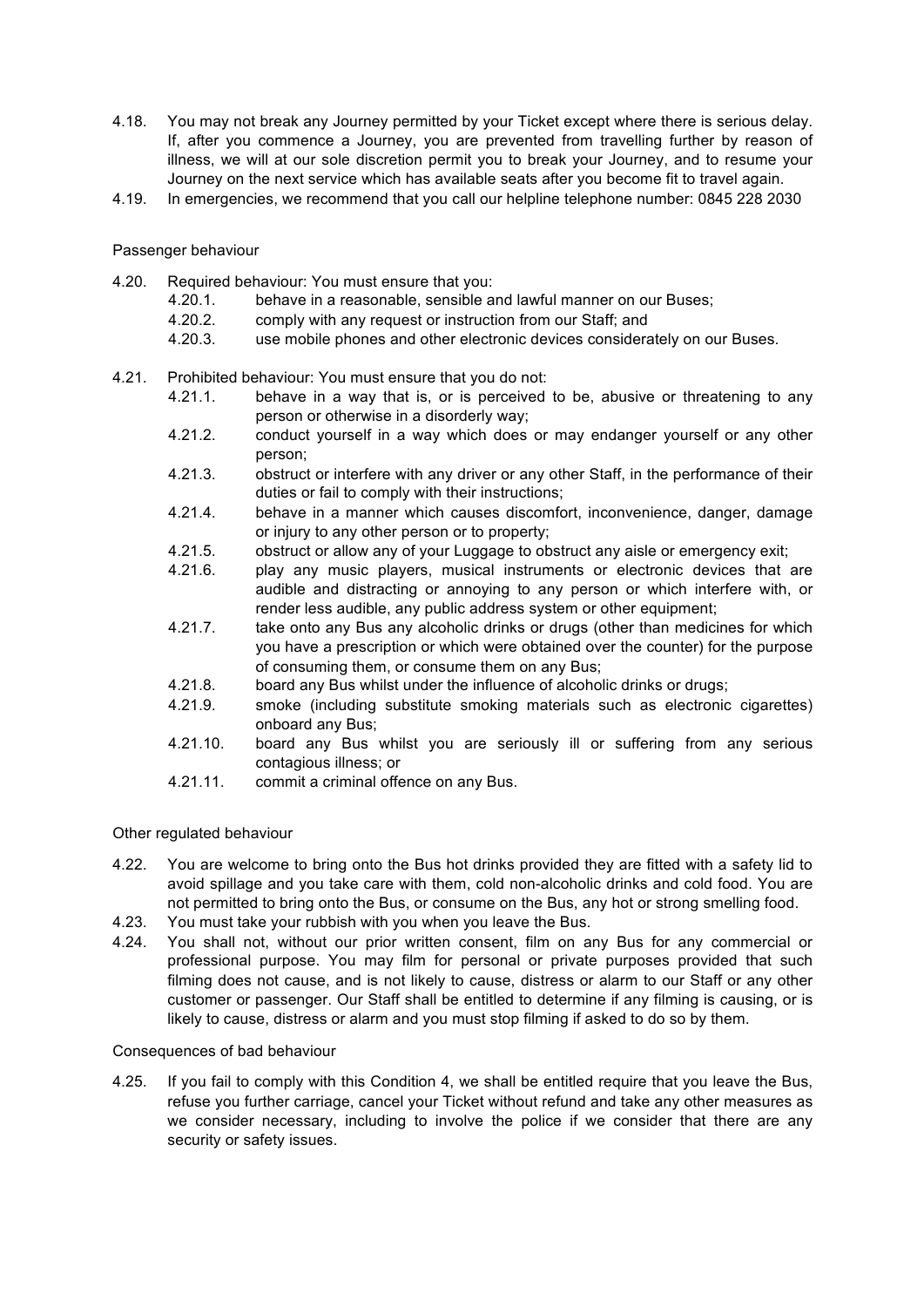4.18. You may not break any Journey permitted by your Ticket except where there is serious delay. If, after you commence a Journey, you are prevented from travelling further by reason of illness, we will at our sole discretion permit you to break your Journey, and to resume your Journey on the next service which has available seats after you become fit to travel again.

4.19. In emergencies, we recommend that you call our helpline telephone number: 0845 228 2030

Passenger behaviour

4.20. Required behaviour: You must ensure that you:

- 4.20.1. behave in a reasonable, sensible and lawful manner on our Buses;
- 4.20.2. comply with any request or instruction from our Staff; and
- 4.20.3. use mobile phones and other electronic devices considerately on our Buses.

4.21. Prohibited behaviour: You must ensure that you do not:

- 4.21.1. behave in a way that is, or is perceived to be, abusive or threatening to any person or otherwise in a disorderly way;
- 4.21.2. conduct yourself in a way which does or may endanger yourself or any other person;
- 4.21.3. obstruct or interfere with any driver or any other Staff, in the performance of their duties or fail to comply with their instructions;
- 4.21.4. behave in a manner which causes discomfort, inconvenience, danger, damage or injury to any other person or to property;
- 4.21.5. obstruct or allow any of your Luggage to obstruct any aisle or emergency exit;
- 4.21.6. play any music players, musical instruments or electronic devices that are audible and distracting or annoying to any person or which interfere with, or render less audible, any public address system or other equipment;
- 4.21.7. take onto any Bus any alcoholic drinks or drugs (other than medicines for which you have a prescription or which were obtained over the counter) for the purpose of consuming them, or consume them on any Bus;
- 4.21.8. board any Bus whilst under the influence of alcoholic drinks or drugs;
- 4.21.9. smoke (including substitute smoking materials such as electronic cigarettes) onboard any Bus;
- 4.21.10. board any Bus whilst you are seriously ill or suffering from any serious contagious illness; or
- 4.21.11. commit a criminal offence on any Bus.

Other regulated behaviour

4.22. You are welcome to bring onto the Bus hot drinks provided they are fitted with a safety lid to avoid spillage and you take care with them, cold non-alcoholic drinks and cold food. You are not permitted to bring onto the Bus, or consume on the Bus, any hot or strong smelling food.

4.23. You must take your rubbish with you when you leave the Bus.

4.24. You shall not, without our prior written consent, film on any Bus for any commercial or professional purpose. You may film for personal or private purposes provided that such filming does not cause, and is not likely to cause, distress or alarm to our Staff or any other customer or passenger. Our Staff shall be entitled to determine if any filming is causing, or is likely to cause, distress or alarm and you must stop filming if asked to do so by them.

Consequences of bad behaviour

4.25. If you fail to comply with this Condition 4, we shall be entitled require that you leave the Bus, refuse you further carriage, cancel your Ticket without refund and take any other measures as we consider necessary, including to involve the police if we consider that there are any security or safety issues.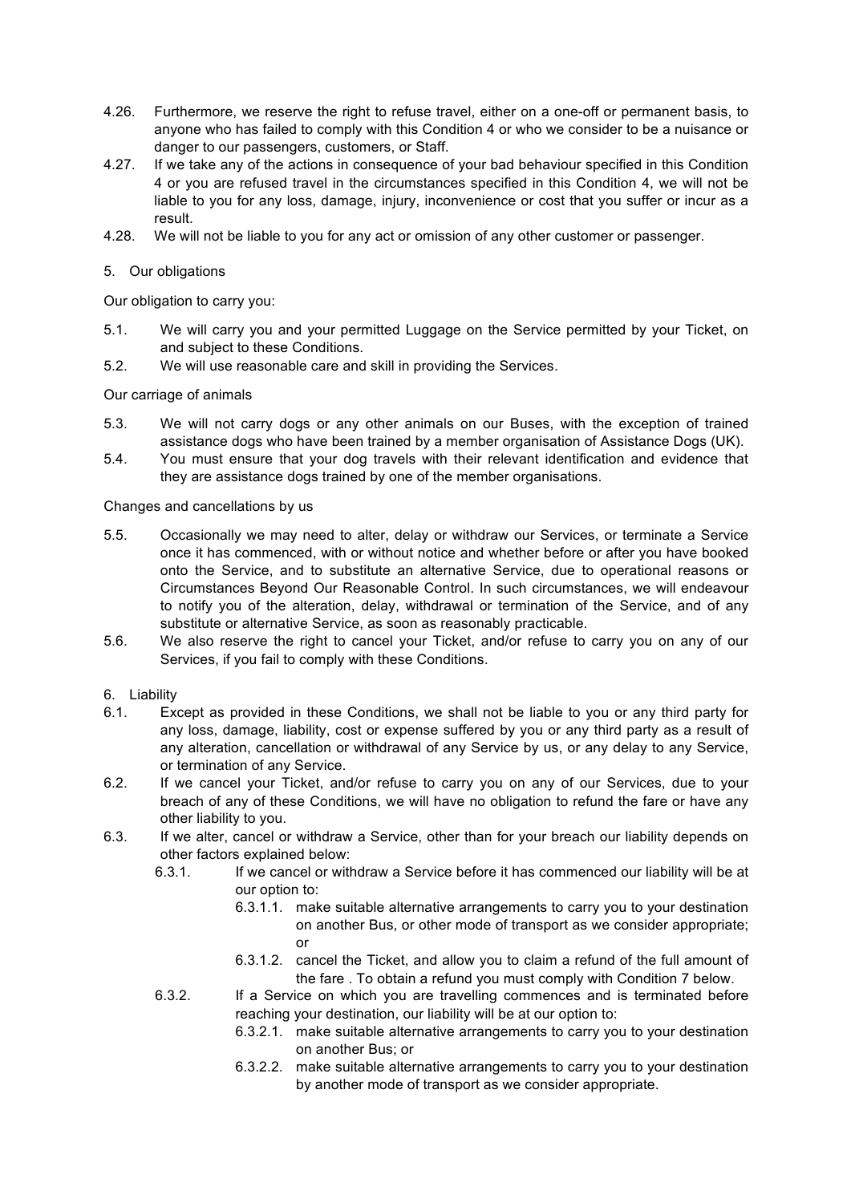4.26. Furthermore, we reserve the right to refuse travel, either on a one-off or permanent basis, to anyone who has failed to comply with this Condition 4 or who we consider to be a nuisance or danger to our passengers, customers, or Staff.

4.27. If we take any of the actions in consequence of your bad behaviour specified in this Condition 4 or you are refused travel in the circumstances specified in this Condition 4, we will not be liable to you for any loss, damage, injury, inconvenience or cost that you suffer or incur as a result.

4.28. We will not be liable to you for any act or omission of any other customer or passenger.

5. Our obligations

Our obligation to carry you:

5.1. We will carry you and your permitted Luggage on the Service permitted by your Ticket, on and subject to these Conditions.

5.2. We will use reasonable care and skill in providing the Services.

Our carriage of animals

5.3. We will not carry dogs or any other animals on our Buses, with the exception of trained assistance dogs who have been trained by a member organisation of Assistance Dogs (UK).

5.4. You must ensure that your dog travels with their relevant identification and evidence that they are assistance dogs trained by one of the member organisations.

Changes and cancellations by us

5.5. Occasionally we may need to alter, delay or withdraw our Services, or terminate a Service once it has commenced, with or without notice and whether before or after you have booked onto the Service, and to substitute an alternative Service, due to operational reasons or Circumstances Beyond Our Reasonable Control. In such circumstances, we will endeavour to notify you of the alteration, delay, withdrawal or termination of the Service, and of any substitute or alternative Service, as soon as reasonably practicable.

5.6. We also reserve the right to cancel your Ticket, and/or refuse to carry you on any of our Services, if you fail to comply with these Conditions.

6. Liability

6.1. Except as provided in these Conditions, we shall not be liable to you or any third party for any loss, damage, liability, cost or expense suffered by you or any third party as a result of any alteration, cancellation or withdrawal of any Service by us, or any delay to any Service, or termination of any Service.

6.2. If we cancel your Ticket, and/or refuse to carry you on any of our Services, due to your breach of any of these Conditions, we will have no obligation to refund the fare or have any other liability to you.

6.3. If we alter, cancel or withdraw a Service, other than for your breach our liability depends on other factors explained below:

- 6.3.1. If we cancel or withdraw a Service before it has commenced our liability will be at our option to:
  - 6.3.1.1. make suitable alternative arrangements to carry you to your destination on another Bus, or other mode of transport as we consider appropriate; or
  - 6.3.1.2. cancel the Ticket, and allow you to claim a refund of the full amount of the fare . To obtain a refund you must comply with Condition 7 below.
- 6.3.2. If a Service on which you are travelling commences and is terminated before reaching your destination, our liability will be at our option to:
  - 6.3.2.1. make suitable alternative arrangements to carry you to your destination on another Bus; or
  - 6.3.2.2. make suitable alternative arrangements to carry you to your destination by another mode of transport as we consider appropriate.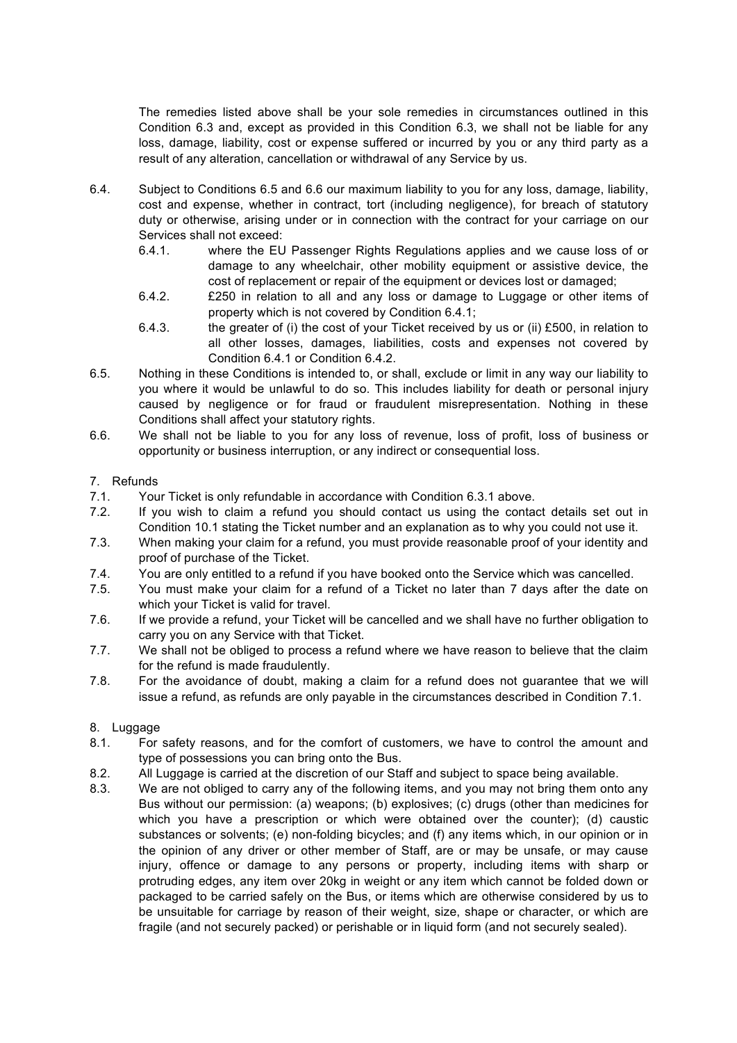The remedies listed above shall be your sole remedies in circumstances outlined in this Condition 6.3 and, except as provided in this Condition 6.3, we shall not be liable for any loss, damage, liability, cost or expense suffered or incurred by you or any third party as a result of any alteration, cancellation or withdrawal of any Service by us.

6.4. Subject to Conditions 6.5 and 6.6 our maximum liability to you for any loss, damage, liability, cost and expense, whether in contract, tort (including negligence), for breach of statutory duty or otherwise, arising under or in connection with the contract for your carriage on our Services shall not exceed:

6.4.1. where the EU Passenger Rights Regulations applies and we cause loss of or damage to any wheelchair, other mobility equipment or assistive device, the cost of replacement or repair of the equipment or devices lost or damaged;

6.4.2. £250 in relation to all and any loss or damage to Luggage or other items of property which is not covered by Condition 6.4.1;

6.4.3. the greater of (i) the cost of your Ticket received by us or (ii) £500, in relation to all other losses, damages, liabilities, costs and expenses not covered by Condition 6.4.1 or Condition 6.4.2.

6.5. Nothing in these Conditions is intended to, or shall, exclude or limit in any way our liability to you where it would be unlawful to do so. This includes liability for death or personal injury caused by negligence or for fraud or fraudulent misrepresentation. Nothing in these Conditions shall affect your statutory rights.

6.6. We shall not be liable to you for any loss of revenue, loss of profit, loss of business or opportunity or business interruption, or any indirect or consequential loss.

7. Refunds

7.1. Your Ticket is only refundable in accordance with Condition 6.3.1 above.

7.2. If you wish to claim a refund you should contact us using the contact details set out in Condition 10.1 stating the Ticket number and an explanation as to why you could not use it.

7.3. When making your claim for a refund, you must provide reasonable proof of your identity and proof of purchase of the Ticket.

7.4. You are only entitled to a refund if you have booked onto the Service which was cancelled.

7.5. You must make your claim for a refund of a Ticket no later than 7 days after the date on which your Ticket is valid for travel.

7.6. If we provide a refund, your Ticket will be cancelled and we shall have no further obligation to carry you on any Service with that Ticket.

7.7. We shall not be obliged to process a refund where we have reason to believe that the claim for the refund is made fraudulently.

7.8. For the avoidance of doubt, making a claim for a refund does not guarantee that we will issue a refund, as refunds are only payable in the circumstances described in Condition 7.1.

8. Luggage

8.1. For safety reasons, and for the comfort of customers, we have to control the amount and type of possessions you can bring onto the Bus.

8.2. All Luggage is carried at the discretion of our Staff and subject to space being available.

8.3. We are not obliged to carry any of the following items, and you may not bring them onto any Bus without our permission: (a) weapons; (b) explosives; (c) drugs (other than medicines for which you have a prescription or which were obtained over the counter); (d) caustic substances or solvents; (e) non-folding bicycles; and (f) any items which, in our opinion or in the opinion of any driver or other member of Staff, are or may be unsafe, or may cause injury, offence or damage to any persons or property, including items with sharp or protruding edges, any item over 20kg in weight or any item which cannot be folded down or packaged to be carried safely on the Bus, or items which are otherwise considered by us to be unsuitable for carriage by reason of their weight, size, shape or character, or which are fragile (and not securely packed) or perishable or in liquid form (and not securely sealed).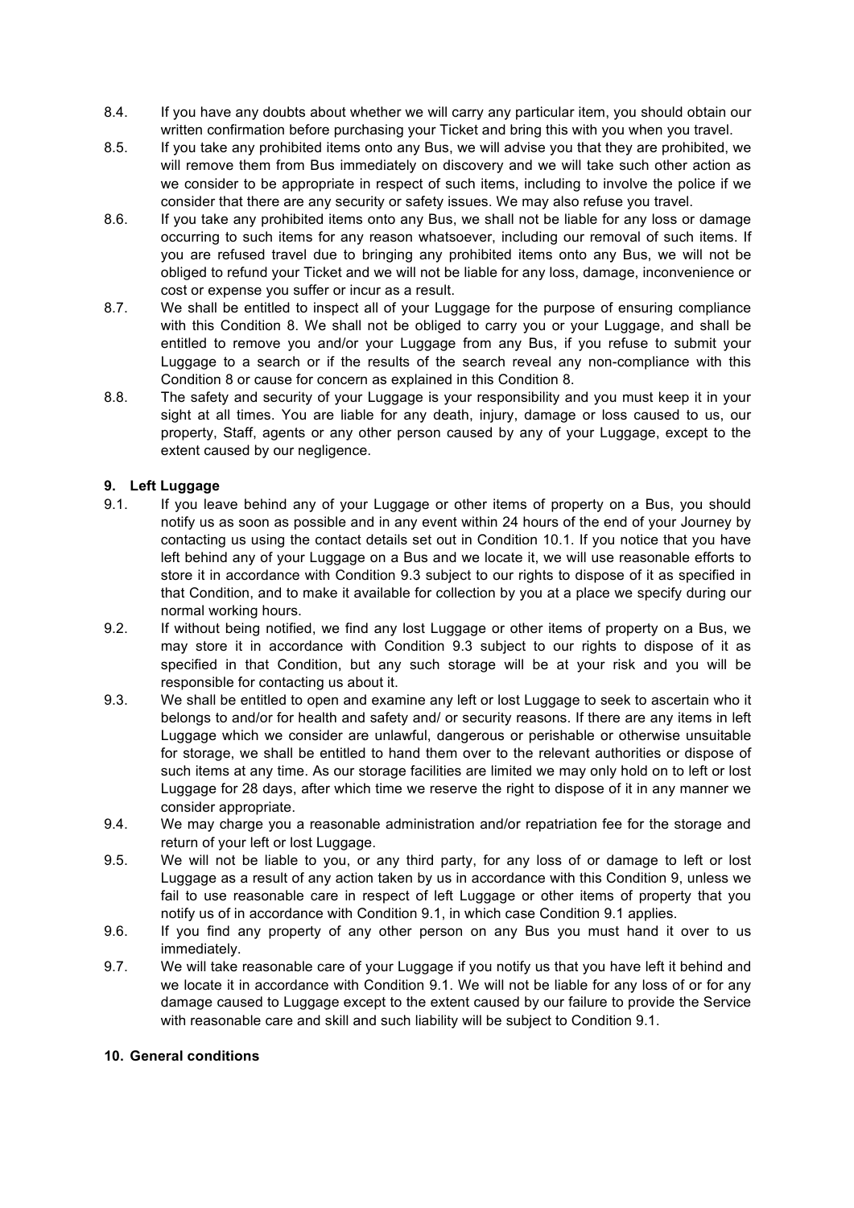8.4. If you have any doubts about whether we will carry any particular item, you should obtain our written confirmation before purchasing your Ticket and bring this with you when you travel.

8.5. If you take any prohibited items onto any Bus, we will advise you that they are prohibited, we will remove them from Bus immediately on discovery and we will take such other action as we consider to be appropriate in respect of such items, including to involve the police if we consider that there are any security or safety issues. We may also refuse you travel.

8.6. If you take any prohibited items onto any Bus, we shall not be liable for any loss or damage occurring to such items for any reason whatsoever, including our removal of such items. If you are refused travel due to bringing any prohibited items onto any Bus, we will not be obliged to refund your Ticket and we will not be liable for any loss, damage, inconvenience or cost or expense you suffer or incur as a result.

8.7. We shall be entitled to inspect all of your Luggage for the purpose of ensuring compliance with this Condition 8. We shall not be obliged to carry you or your Luggage, and shall be entitled to remove you and/or your Luggage from any Bus, if you refuse to submit your Luggage to a search or if the results of the search reveal any non-compliance with this Condition 8 or cause for concern as explained in this Condition 8.

8.8. The safety and security of your Luggage is your responsibility and you must keep it in your sight at all times. You are liable for any death, injury, damage or loss caused to us, our property, Staff, agents or any other person caused by any of your Luggage, except to the extent caused by our negligence.

## 9. Left Luggage

9.1. If you leave behind any of your Luggage or other items of property on a Bus, you should notify us as soon as possible and in any event within 24 hours of the end of your Journey by contacting us using the contact details set out in Condition 10.1. If you notice that you have left behind any of your Luggage on a Bus and we locate it, we will use reasonable efforts to store it in accordance with Condition 9.3 subject to our rights to dispose of it as specified in that Condition, and to make it available for collection by you at a place we specify during our normal working hours.

9.2. If without being notified, we find any lost Luggage or other items of property on a Bus, we may store it in accordance with Condition 9.3 subject to our rights to dispose of it as specified in that Condition, but any such storage will be at your risk and you will be responsible for contacting us about it.

9.3. We shall be entitled to open and examine any left or lost Luggage to seek to ascertain who it belongs to and/or for health and safety and/ or security reasons. If there are any items in left Luggage which we consider are unlawful, dangerous or perishable or otherwise unsuitable for storage, we shall be entitled to hand them over to the relevant authorities or dispose of such items at any time. As our storage facilities are limited we may only hold on to left or lost Luggage for 28 days, after which time we reserve the right to dispose of it in any manner we consider appropriate.

9.4. We may charge you a reasonable administration and/or repatriation fee for the storage and return of your left or lost Luggage.

9.5. We will not be liable to you, or any third party, for any loss of or damage to left or lost Luggage as a result of any action taken by us in accordance with this Condition 9, unless we fail to use reasonable care in respect of left Luggage or other items of property that you notify us of in accordance with Condition 9.1, in which case Condition 9.1 applies.

9.6. If you find any property of any other person on any Bus you must hand it over to us immediately.

9.7. We will take reasonable care of your Luggage if you notify us that you have left it behind and we locate it in accordance with Condition 9.1. We will not be liable for any loss of or for any damage caused to Luggage except to the extent caused by our failure to provide the Service with reasonable care and skill and such liability will be subject to Condition 9.1.

## 10. General conditions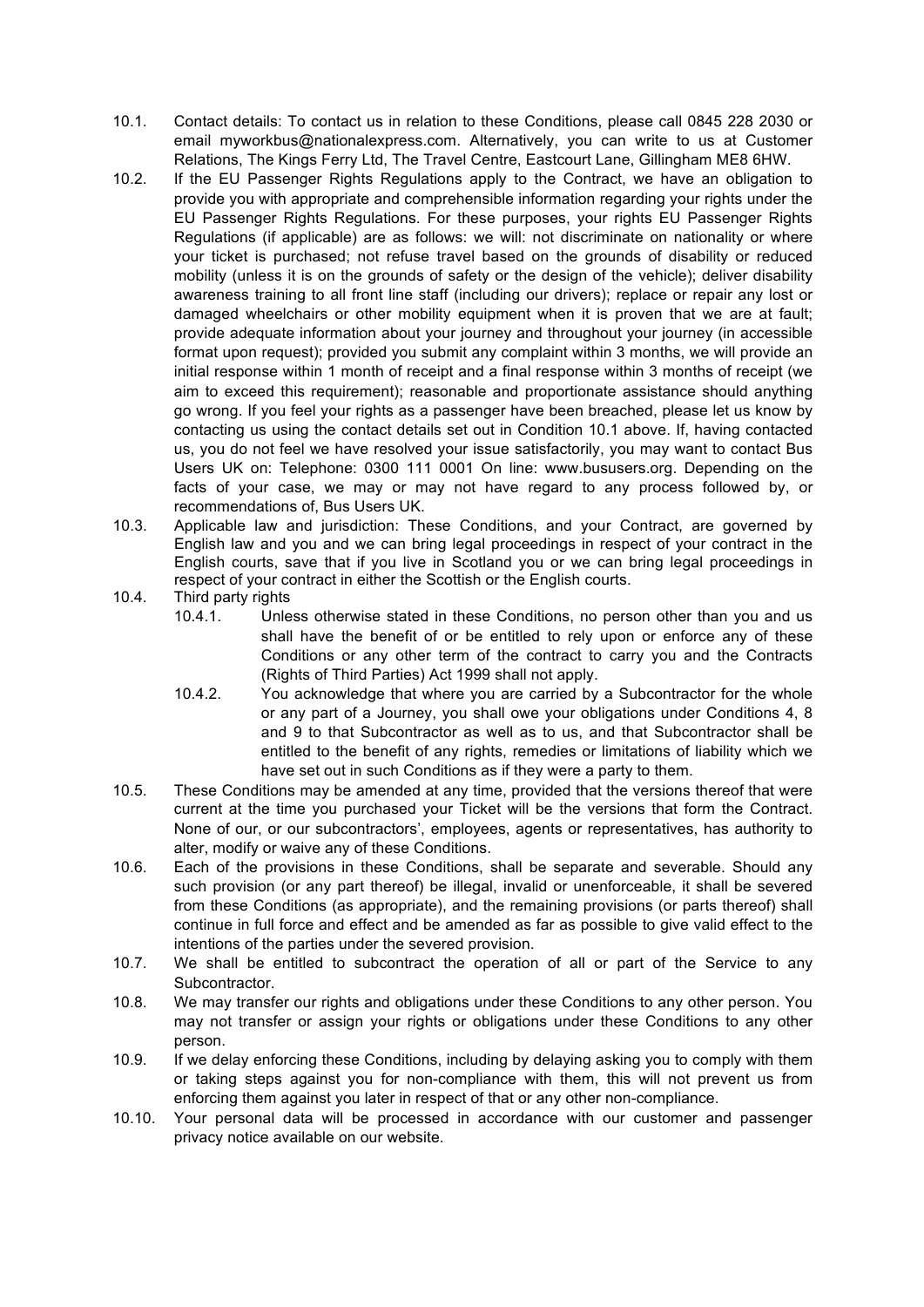10.1. Contact details: To contact us in relation to these Conditions, please call 0845 228 2030 or email myworkbus@nationalexpress.com. Alternatively, you can write to us at Customer Relations, The Kings Ferry Ltd, The Travel Centre, Eastcourt Lane, Gillingham ME8 6HW.

10.2. If the EU Passenger Rights Regulations apply to the Contract, we have an obligation to provide you with appropriate and comprehensible information regarding your rights under the EU Passenger Rights Regulations. For these purposes, your rights EU Passenger Rights Regulations (if applicable) are as follows: we will: not discriminate on nationality or where your ticket is purchased; not refuse travel based on the grounds of disability or reduced mobility (unless it is on the grounds of safety or the design of the vehicle); deliver disability awareness training to all front line staff (including our drivers); replace or repair any lost or damaged wheelchairs or other mobility equipment when it is proven that we are at fault; provide adequate information about your journey and throughout your journey (in accessible format upon request); provided you submit any complaint within 3 months, we will provide an initial response within 1 month of receipt and a final response within 3 months of receipt (we aim to exceed this requirement); reasonable and proportionate assistance should anything go wrong. If you feel your rights as a passenger have been breached, please let us know by contacting us using the contact details set out in Condition 10.1 above. If, having contacted us, you do not feel we have resolved your issue satisfactorily, you may want to contact Bus Users UK on: Telephone: 0300 111 0001 On line: www.bususers.org. Depending on the facts of your case, we may or may not have regard to any process followed by, or recommendations of, Bus Users UK.

10.3. Applicable law and jurisdiction: These Conditions, and your Contract, are governed by English law and you and we can bring legal proceedings in respect of your contract in the English courts, save that if you live in Scotland you or we can bring legal proceedings in respect of your contract in either the Scottish or the English courts.

10.4. Third party rights

10.4.1. Unless otherwise stated in these Conditions, no person other than you and us shall have the benefit of or be entitled to rely upon or enforce any of these Conditions or any other term of the contract to carry you and the Contracts (Rights of Third Parties) Act 1999 shall not apply.

10.4.2. You acknowledge that where you are carried by a Subcontractor for the whole or any part of a Journey, you shall owe your obligations under Conditions 4, 8 and 9 to that Subcontractor as well as to us, and that Subcontractor shall be entitled to the benefit of any rights, remedies or limitations of liability which we have set out in such Conditions as if they were a party to them.

10.5. These Conditions may be amended at any time, provided that the versions thereof that were current at the time you purchased your Ticket will be the versions that form the Contract. None of our, or our subcontractors', employees, agents or representatives, has authority to alter, modify or waive any of these Conditions.

10.6. Each of the provisions in these Conditions, shall be separate and severable. Should any such provision (or any part thereof) be illegal, invalid or unenforceable, it shall be severed from these Conditions (as appropriate), and the remaining provisions (or parts thereof) shall continue in full force and effect and be amended as far as possible to give valid effect to the intentions of the parties under the severed provision.

10.7. We shall be entitled to subcontract the operation of all or part of the Service to any Subcontractor.

10.8. We may transfer our rights and obligations under these Conditions to any other person. You may not transfer or assign your rights or obligations under these Conditions to any other person.

10.9. If we delay enforcing these Conditions, including by delaying asking you to comply with them or taking steps against you for non-compliance with them, this will not prevent us from enforcing them against you later in respect of that or any other non-compliance.

10.10. Your personal data will be processed in accordance with our customer and passenger privacy notice available on our website.